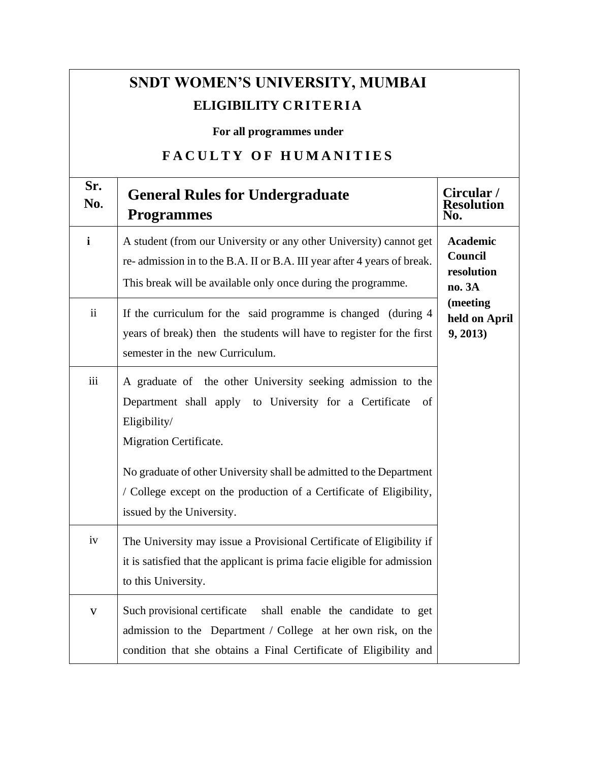# SNDT WOMEN'S UNIVERSITY, MUMBAI

## ELIGIBILITY CRITERIA

**For all programmes under**

## FACULTY OF HUMANITIES

| Sr. No. | General Rules for Undergraduate Programmes | Circular / Resolution No. |
|---|---|---|
| i | A student (from our University or any other University) cannot get re- admission in to the B.A. II or B.A. III year after 4 years of break. This break will be available only once during the programme. | **Academic Council resolution no. 3A (meeting held on April 9, 2013)** |
| ii | If the curriculum for the said programme is changed (during 4 years of break) then the students will have to register for the first semester in the new Curriculum. | |
| iii | A graduate of the other University seeking admission to the Department shall apply to University for a Certificate of Eligibility/ Migration Certificate.<br><br>No graduate of other University shall be admitted to the Department / College except on the production of a Certificate of Eligibility, issued by the University. | |
| iv | The University may issue a Provisional Certificate of Eligibility if it is satisfied that the applicant is prima facie eligible for admission to this University. | |
| v | Such provisional certificate shall enable the candidate to get admission to the Department / College at her own risk, on the condition that she obtains a Final Certificate of Eligibility and | |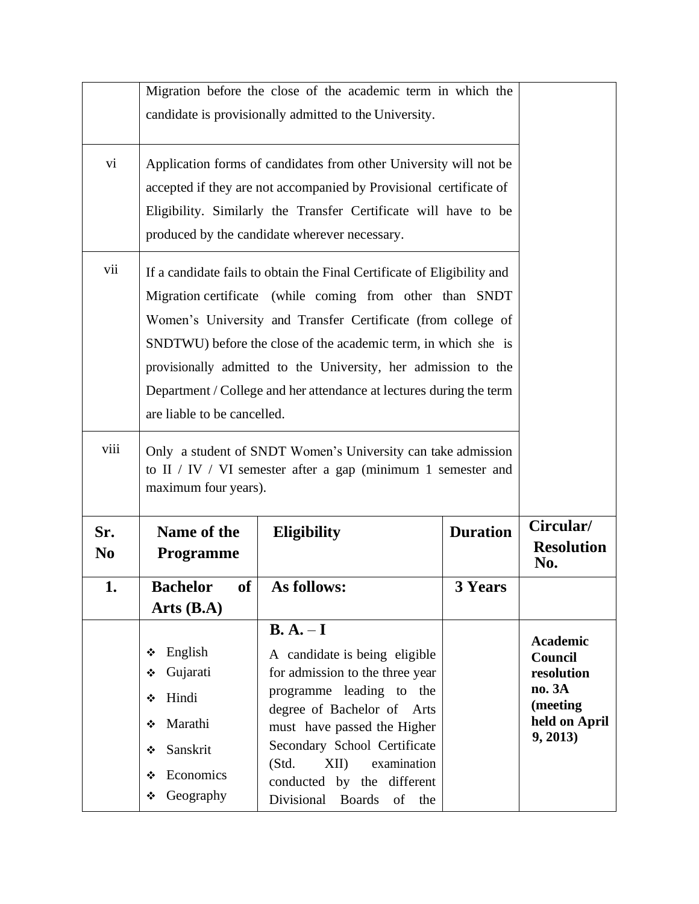| | | | | |
|---|---|---|---|---|
| | Migration before the close of the academic term in which the candidate is provisionally admitted to the University. | | | |
| vi | Application forms of candidates from other University will not be accepted if they are not accompanied by Provisional certificate of Eligibility. Similarly the Transfer Certificate will have to be produced by the candidate wherever necessary. | | | |
| vii | If a candidate fails to obtain the Final Certificate of Eligibility and Migration certificate (while coming from other than SNDT Women's University and Transfer Certificate (from college of SNDTWU) before the close of the academic term, in which she is provisionally admitted to the University, her admission to the Department / College and her attendance at lectures during the term are liable to be cancelled. | | | |
| viii | Only a student of SNDT Women's University can take admission to II / IV / VI semester after a gap (minimum 1 semester and maximum four years). | | | |
| **Sr. No** | **Name of the Programme** | **Eligibility** | **Duration** | **Circular/ Resolution No.** |
| **1.** | **Bachelor of Arts (B.A)** | **As follows:** | **3 Years** | |
| | ❖ English<br>❖ Gujarati<br>❖ Hindi<br>❖ Marathi<br>❖ Sanskrit<br>❖ Economics<br>❖ Geography | **B. A. – I**<br>A candidate is being eligible for admission to the three year programme leading to the degree of Bachelor of Arts must have passed the Higher Secondary School Certificate (Std. XII) examination conducted by the different Divisional Boards of the | | **Academic Council resolution no. 3A (meeting held on April 9, 2013)** |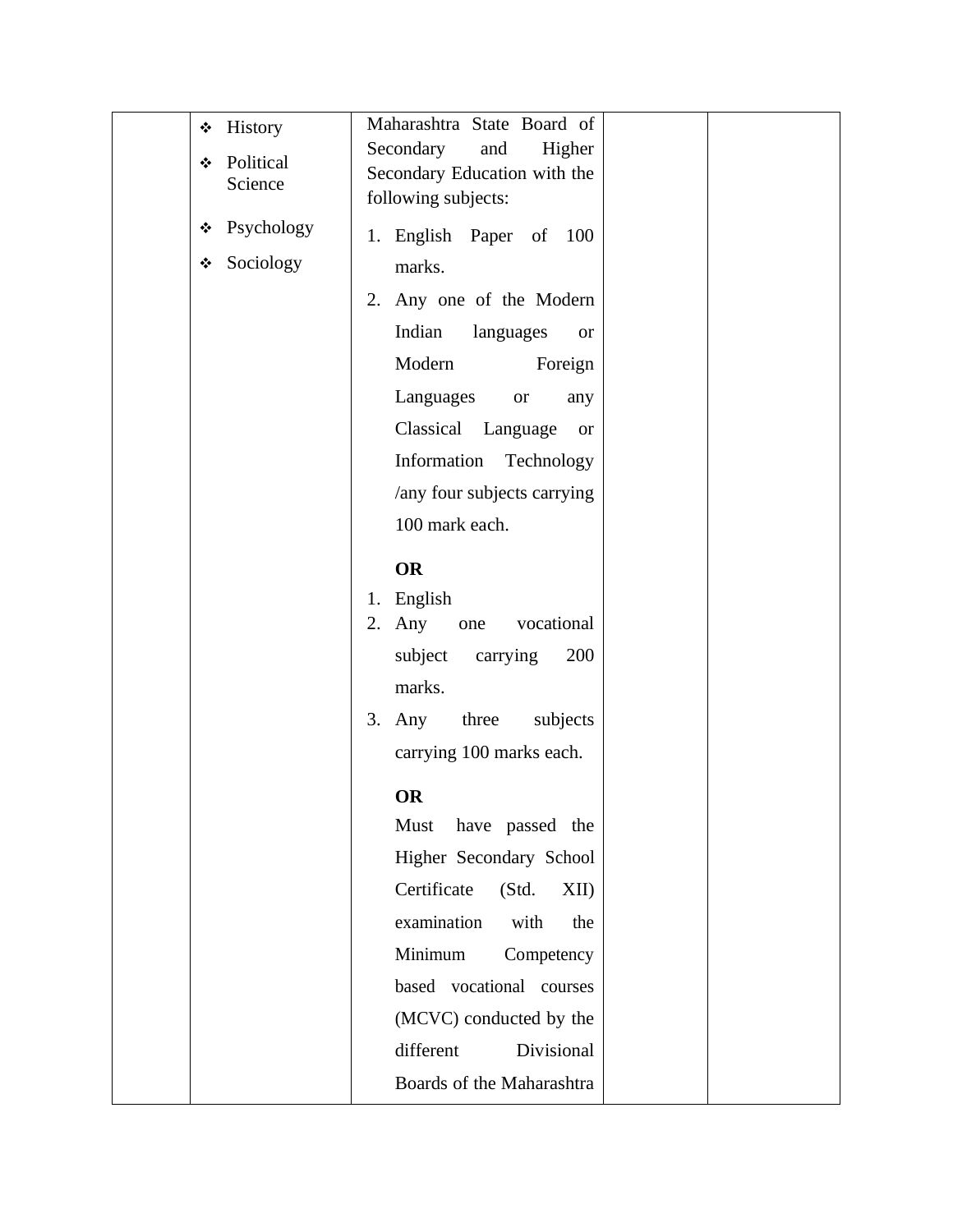| | | | | |
|---|---|---|---|---|
| | ❖ History<br>❖ Political Science<br>❖ Psychology<br>❖ Sociology | Maharashtra State Board of Secondary and Higher Secondary Education with the following subjects:<br>1. English Paper of 100 marks.<br>2. Any one of the Modern Indian languages or Modern Foreign Languages or any Classical Language or Information Technology /any four subjects carrying 100 mark each.<br>**OR**<br>1. English<br>2. Any one vocational subject carrying 200 marks.<br>3. Any three subjects carrying 100 marks each.<br>**OR**<br>Must have passed the Higher Secondary School Certificate (Std. XII) examination with the Minimum Competency based vocational courses (MCVC) conducted by the different Divisional Boards of the Maharashtra | | |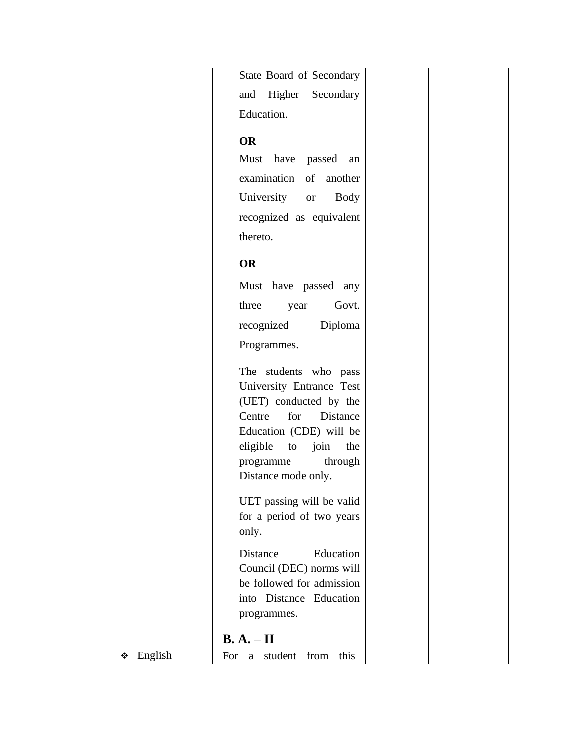| | | | | |
|---|---|---|---|---|
| | | State Board of Secondary and Higher Secondary Education.<br><br>**OR**<br>Must have passed an examination of another University or Body recognized as equivalent thereto.<br><br>**OR**<br>Must have passed any three year Govt. recognized Diploma Programmes.<br><br>The students who pass University Entrance Test (UET) conducted by the Centre for Distance Education (CDE) will be eligible to join the programme through Distance mode only.<br><br>UET passing will be valid for a period of two years only.<br><br>Distance Education Council (DEC) norms will be followed for admission into Distance Education programmes. | | |
| | ❖ English | **B. A. – II**<br>For a student from this | | |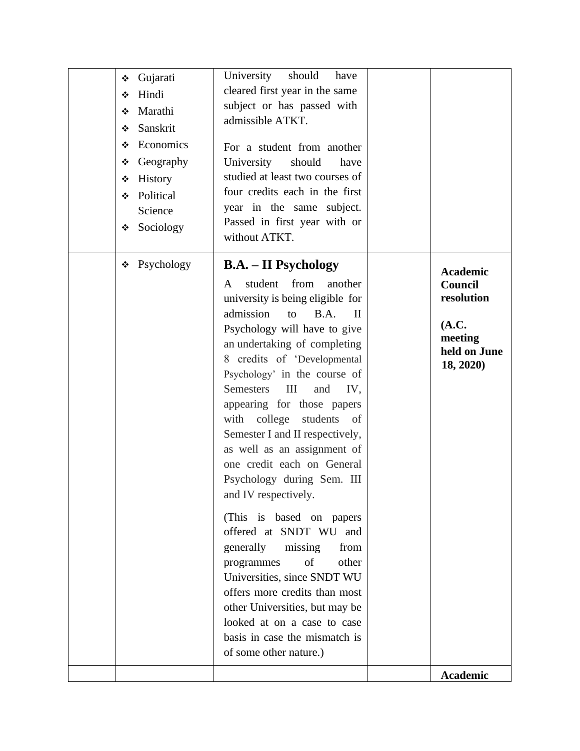| | | | | |
|---|---|---|---|---|
| | ❖ Gujarati<br>❖ Hindi<br>❖ Marathi<br>❖ Sanskrit<br>❖ Economics<br>❖ Geography<br>❖ History<br>❖ Political Science<br>❖ Sociology | University should have cleared first year in the same subject or has passed with admissible ATKT.<br><br>For a student from another University should have studied at least two courses of four credits each in the first year in the same subject. Passed in first year with or without ATKT. | | |
| | ❖ Psychology | **B.A. – II Psychology**<br><br>A student from another university is being eligible for admission to B.A. II Psychology will have to give an undertaking of completing 8 credits of 'Developmental Psychology' in the course of Semesters III and IV, appearing for those papers with college students of Semester I and II respectively, as well as an assignment of one credit each on General Psychology during Sem. III and IV respectively.<br><br>(This is based on papers offered at SNDT WU and generally missing from programmes of other Universities, since SNDT WU offers more credits than most other Universities, but may be looked at on a case to case basis in case the mismatch is of some other nature.) | | **Academic Council resolution**<br><br>**(A.C. meeting held on June 18, 2020)** |
| | | | | **Academic** |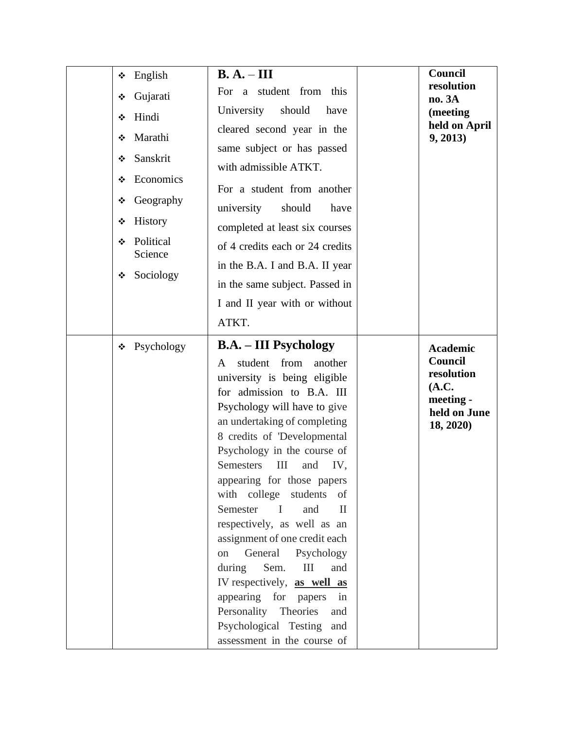| | | | | |
|---|---|---|---|---|
| | ❖ English<br>❖ Gujarati<br>❖ Hindi<br>❖ Marathi<br>❖ Sanskrit<br>❖ Economics<br>❖ Geography<br>❖ History<br>❖ Political Science<br>❖ Sociology | **B. A. – III**<br>For a student from this University should have cleared second year in the same subject or has passed with admissible ATKT.<br>For a student from another university should have completed at least six courses of 4 credits each or 24 credits in the B.A. I and B.A. II year in the same subject. Passed in I and II year with or without ATKT. | | **Council resolution no. 3A (meeting held on April 9, 2013)** |
| | ❖ Psychology | **B.A. – III Psychology**<br>A student from another university is being eligible for admission to B.A. III Psychology will have to give an undertaking of completing 8 credits of 'Developmental Psychology in the course of Semesters III and IV, appearing for those papers with college students of Semester I and II respectively, as well as an assignment of one credit each on General Psychology during Sem. III and IV respectively, **as well as** appearing for papers in Personality Theories and Psychological Testing and assessment in the course of | | **Academic Council resolution (A.C. meeting - held on June 18, 2020)** |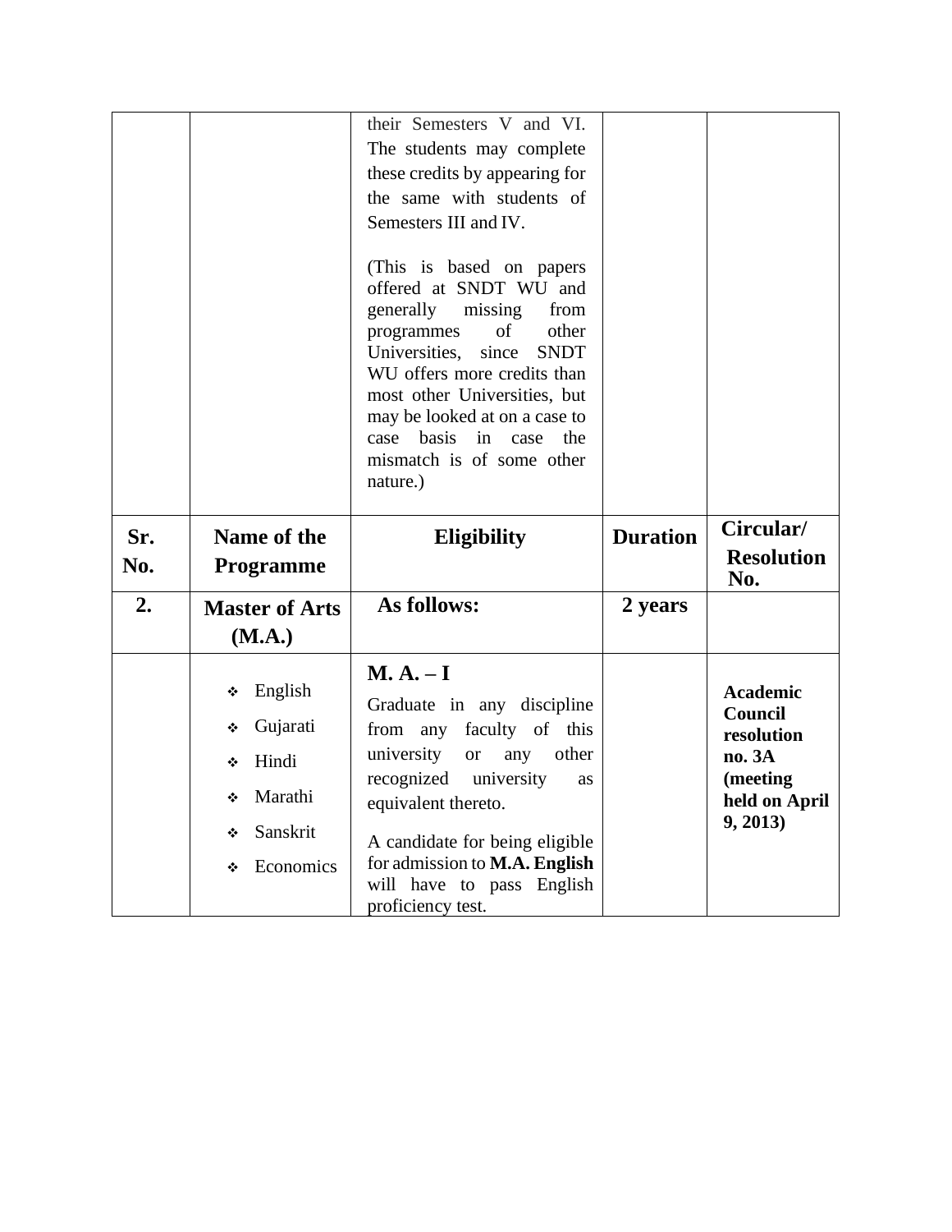| | | their Semesters V and VI. The students may complete these credits by appearing for the same with students of Semesters III and IV.<br><br>(This is based on papers offered at SNDT WU and generally missing from programmes of other Universities, since SNDT WU offers more credits than most other Universities, but may be looked at on a case to case basis in case the mismatch is of some other nature.) | | |
|---|---|---|---|---|
| **Sr. No.** | **Name of the Programme** | **Eligibility** | **Duration** | **Circular/ Resolution No.** |
| **2.** | **Master of Arts (M.A.)** | **As follows:** | **2 years** | |
| | ❖ English<br>❖ Gujarati<br>❖ Hindi<br>❖ Marathi<br>❖ Sanskrit<br>❖ Economics | **M. A. – I**<br>Graduate in any discipline from any faculty of this university or any other recognized university as equivalent thereto.<br><br>A candidate for being eligible for admission to **M.A. English** will have to pass English proficiency test. | | **Academic Council resolution no. 3A (meeting held on April 9, 2013)** |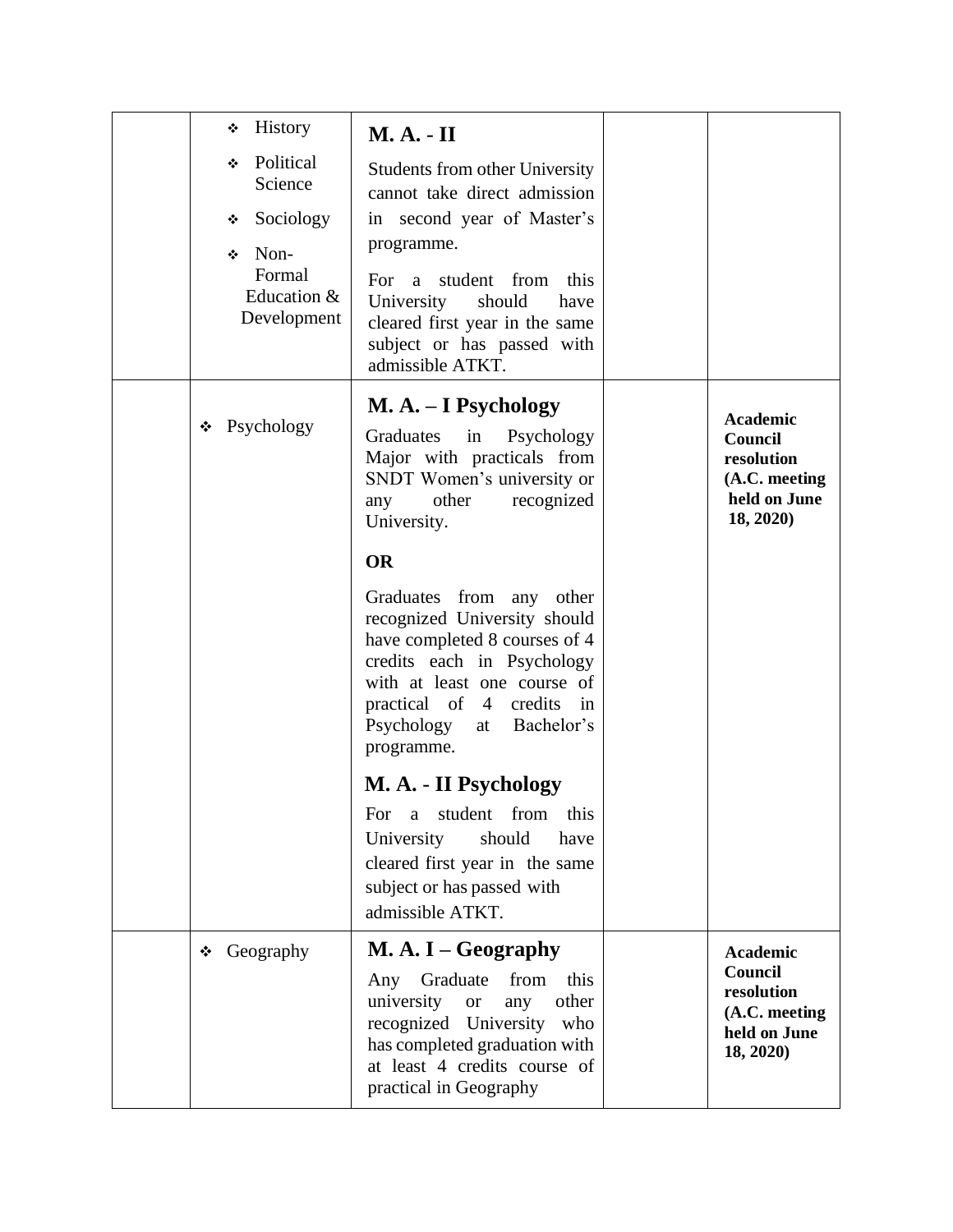| | | | | |
|---|---|---|---|---|
| | ❖ History<br>❖ Political Science<br>❖ Sociology<br>❖ Non-Formal Education & Development | **M. A. - II**<br>Students from other University cannot take direct admission in second year of Master's programme.<br>For a student from this University should have cleared first year in the same subject or has passed with admissible ATKT. | | |
| | ❖ Psychology | **M. A. – I Psychology**<br>Graduates in Psychology Major with practicals from SNDT Women's university or any other recognized University.<br>**OR**<br>Graduates from any other recognized University should have completed 8 courses of 4 credits each in Psychology with at least one course of practical of 4 credits in Psychology at Bachelor's programme.<br>**M. A. - II Psychology**<br>For a student from this University should have cleared first year in the same subject or has passed with admissible ATKT. | | **Academic Council resolution (A.C. meeting held on June 18, 2020)** |
| | ❖ Geography | **M. A. I – Geography**<br>Any Graduate from this university or any other recognized University who has completed graduation with at least 4 credits course of practical in Geography | | **Academic Council resolution (A.C. meeting held on June 18, 2020)** |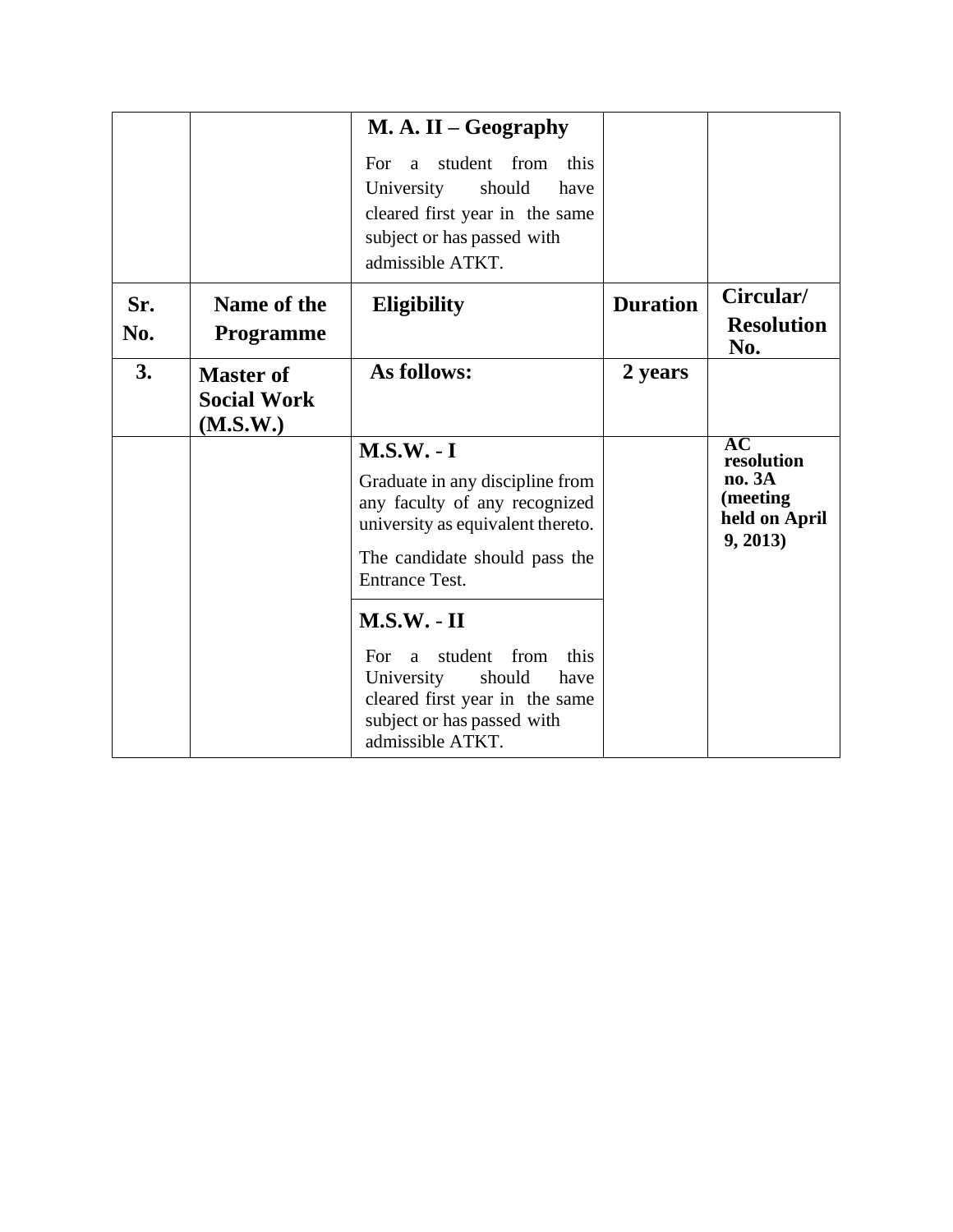| | | | | |
|---|---|---|---|---|
| | | **M. A. II – Geography** For a student from this University should have cleared first year in the same subject or has passed with admissible ATKT. | | |
| **Sr. No.** | **Name of the Programme** | **Eligibility** | **Duration** | **Circular/ Resolution No.** |
| **3.** | **Master of Social Work (M.S.W.)** | **As follows:** | **2 years** | |
| | | **M.S.W. - I** Graduate in any discipline from any faculty of any recognized university as equivalent thereto. The candidate should pass the Entrance Test. | | **AC resolution no. 3A (meeting held on April 9, 2013)** |
| | | **M.S.W. - II** For a student from this University should have cleared first year in the same subject or has passed with admissible ATKT. | | |